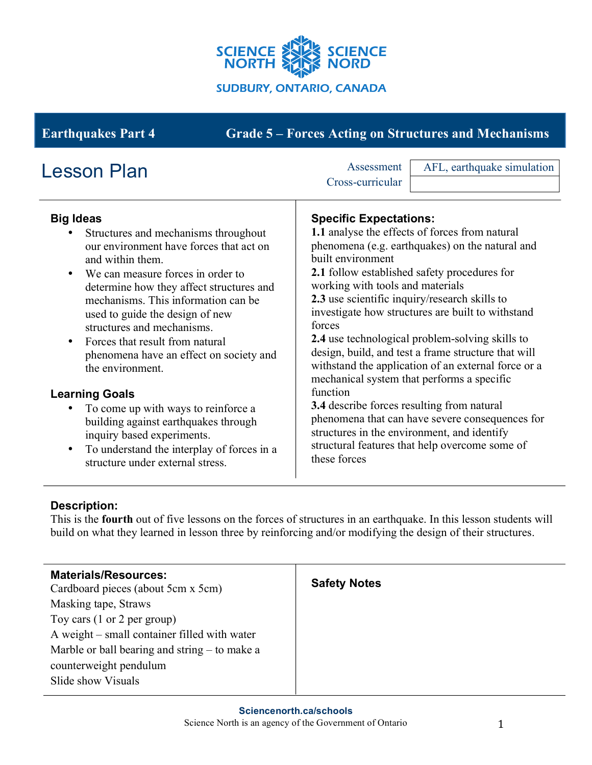SCIENCE NORTH | SCIENCE NORD

SUDBURY, ONTARIO, CANADA

**Earthquakes Part 4** | **Grade 5 – Forces Acting on Structures and Mechanisms**

# Lesson Plan

| | |
|---|---|
| Assessment | AFL, earthquake simulation |
| Cross-curricular | |

## Big Ideas

- Structures and mechanisms throughout our environment have forces that act on and within them.
- We can measure forces in order to determine how they affect structures and mechanisms. This information can be used to guide the design of new structures and mechanisms.
- Forces that result from natural phenomena have an effect on society and the environment.

## Learning Goals

- To come up with ways to reinforce a building against earthquakes through inquiry based experiments.
- To understand the interplay of forces in a structure under external stress.

## Specific Expectations:

**1.1** analyse the effects of forces from natural phenomena (e.g. earthquakes) on the natural and built environment
**2.1** follow established safety procedures for working with tools and materials
**2.3** use scientific inquiry/research skills to investigate how structures are built to withstand forces
**2.4** use technological problem-solving skills to design, build, and test a frame structure that will withstand the application of an external force or a mechanical system that performs a specific function
**3.4** describe forces resulting from natural phenomena that can have severe consequences for structures in the environment, and identify structural features that help overcome some of these forces

## Description:

This is the **fourth** out of five lessons on the forces of structures in an earthquake. In this lesson students will build on what they learned in lesson three by reinforcing and/or modifying the design of their structures.

## Materials/Resources:

Cardboard pieces (about 5cm x 5cm)
Masking tape, Straws
Toy cars (1 or 2 per group)
A weight – small container filled with water
Marble or ball bearing and string – to make a counterweight pendulum
Slide show Visuals

## Safety Notes

Sciencenorth.ca/schools
Science North is an agency of the Government of Ontario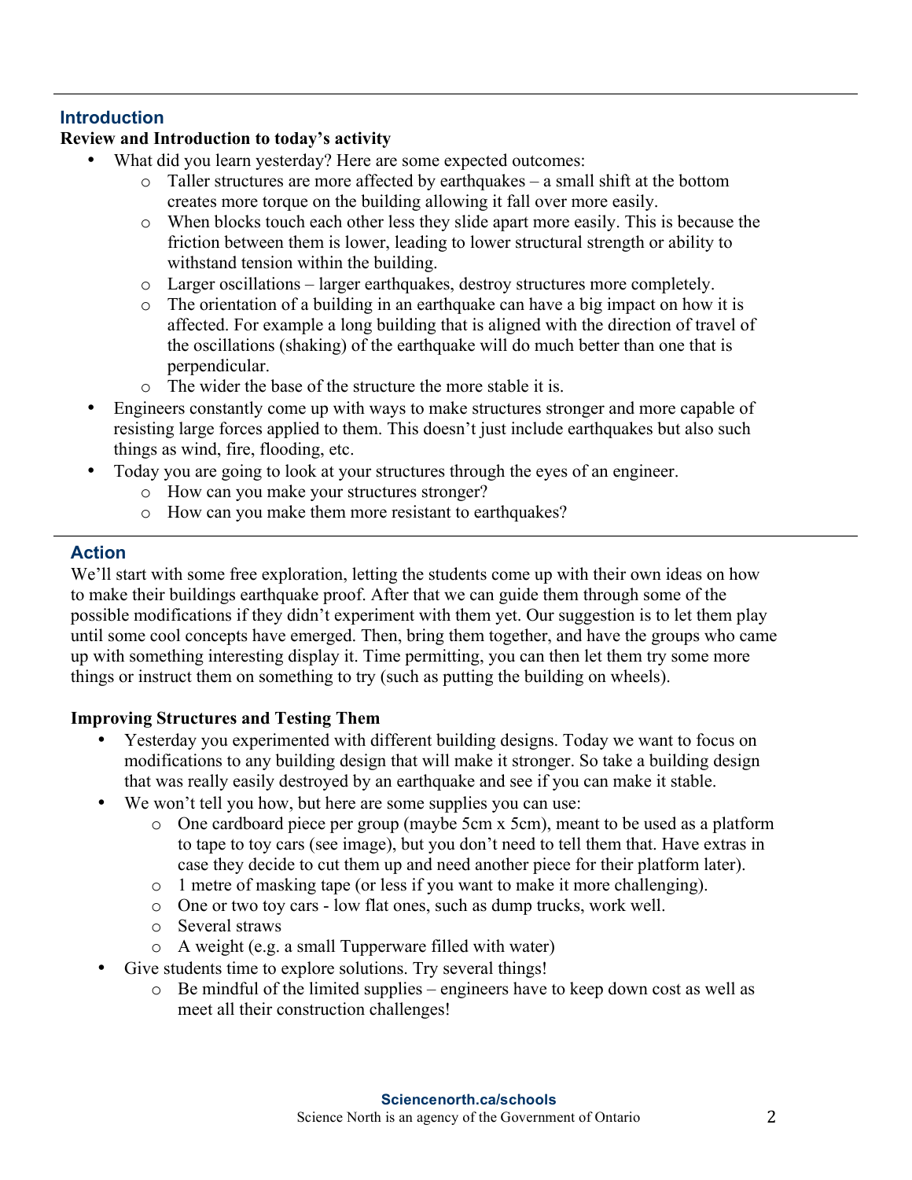## Introduction

**Review and Introduction to today's activity**

- What did you learn yesterday? Here are some expected outcomes:
  - Taller structures are more affected by earthquakes – a small shift at the bottom creates more torque on the building allowing it fall over more easily.
  - When blocks touch each other less they slide apart more easily. This is because the friction between them is lower, leading to lower structural strength or ability to withstand tension within the building.
  - Larger oscillations – larger earthquakes, destroy structures more completely.
  - The orientation of a building in an earthquake can have a big impact on how it is affected. For example a long building that is aligned with the direction of travel of the oscillations (shaking) of the earthquake will do much better than one that is perpendicular.
  - The wider the base of the structure the more stable it is.
- Engineers constantly come up with ways to make structures stronger and more capable of resisting large forces applied to them. This doesn't just include earthquakes but also such things as wind, fire, flooding, etc.
- Today you are going to look at your structures through the eyes of an engineer.
  - How can you make your structures stronger?
  - How can you make them more resistant to earthquakes?

## Action

We'll start with some free exploration, letting the students come up with their own ideas on how to make their buildings earthquake proof. After that we can guide them through some of the possible modifications if they didn't experiment with them yet. Our suggestion is to let them play until some cool concepts have emerged. Then, bring them together, and have the groups who came up with something interesting display it. Time permitting, you can then let them try some more things or instruct them on something to try (such as putting the building on wheels).

**Improving Structures and Testing Them**

- Yesterday you experimented with different building designs. Today we want to focus on modifications to any building design that will make it stronger. So take a building design that was really easily destroyed by an earthquake and see if you can make it stable.
- We won't tell you how, but here are some supplies you can use:
  - One cardboard piece per group (maybe 5cm x 5cm), meant to be used as a platform to tape to toy cars (see image), but you don't need to tell them that. Have extras in case they decide to cut them up and need another piece for their platform later).
  - 1 metre of masking tape (or less if you want to make it more challenging).
  - One or two toy cars - low flat ones, such as dump trucks, work well.
  - Several straws
  - A weight (e.g. a small Tupperware filled with water)
- Give students time to explore solutions. Try several things!
  - Be mindful of the limited supplies – engineers have to keep down cost as well as meet all their construction challenges!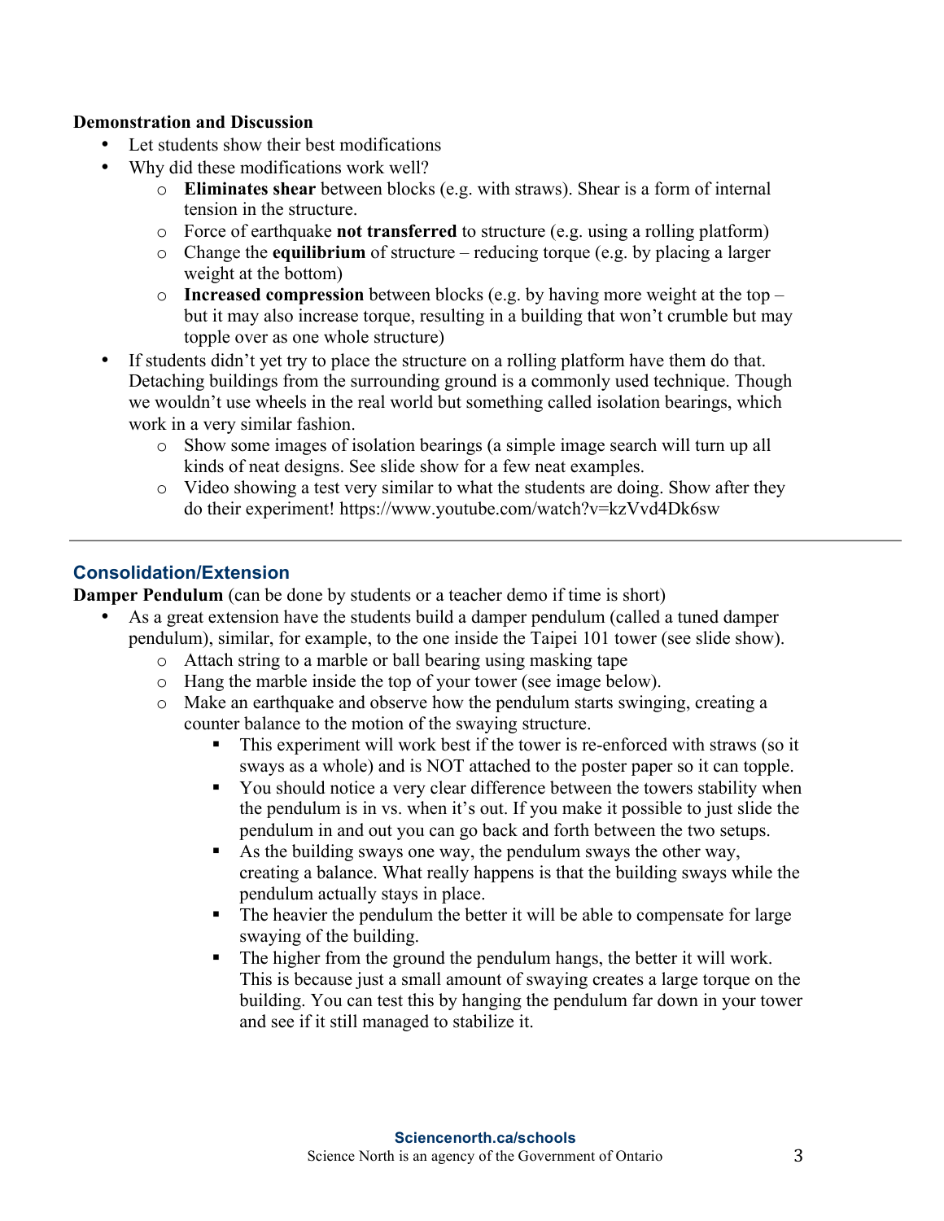**Demonstration and Discussion**

- Let students show their best modifications
- Why did these modifications work well?
  - **Eliminates shear** between blocks (e.g. with straws). Shear is a form of internal tension in the structure.
  - Force of earthquake **not transferred** to structure (e.g. using a rolling platform)
  - Change the **equilibrium** of structure – reducing torque (e.g. by placing a larger weight at the bottom)
  - **Increased compression** between blocks (e.g. by having more weight at the top – but it may also increase torque, resulting in a building that won't crumble but may topple over as one whole structure)
- If students didn't yet try to place the structure on a rolling platform have them do that. Detaching buildings from the surrounding ground is a commonly used technique. Though we wouldn't use wheels in the real world but something called isolation bearings, which work in a very similar fashion.
  - Show some images of isolation bearings (a simple image search will turn up all kinds of neat designs. See slide show for a few neat examples.
  - Video showing a test very similar to what the students are doing. Show after they do their experiment! https://www.youtube.com/watch?v=kzVvd4Dk6sw

---

## Consolidation/Extension

**Damper Pendulum** (can be done by students or a teacher demo if time is short)

- As a great extension have the students build a damper pendulum (called a tuned damper pendulum), similar, for example, to the one inside the Taipei 101 tower (see slide show).
  - Attach string to a marble or ball bearing using masking tape
  - Hang the marble inside the top of your tower (see image below).
  - Make an earthquake and observe how the pendulum starts swinging, creating a counter balance to the motion of the swaying structure.
    - This experiment will work best if the tower is re-enforced with straws (so it sways as a whole) and is NOT attached to the poster paper so it can topple.
    - You should notice a very clear difference between the towers stability when the pendulum is in vs. when it's out. If you make it possible to just slide the pendulum in and out you can go back and forth between the two setups.
    - As the building sways one way, the pendulum sways the other way, creating a balance. What really happens is that the building sways while the pendulum actually stays in place.
    - The heavier the pendulum the better it will be able to compensate for large swaying of the building.
    - The higher from the ground the pendulum hangs, the better it will work. This is because just a small amount of swaying creates a large torque on the building. You can test this by hanging the pendulum far down in your tower and see if it still managed to stabilize it.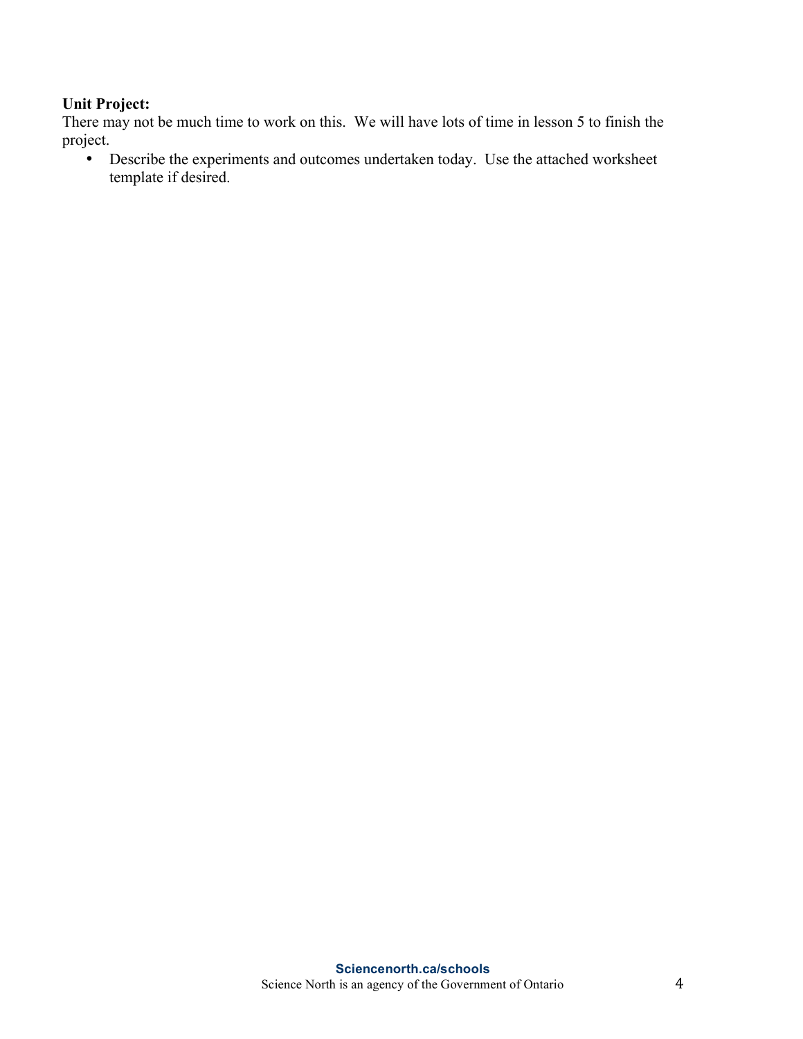**Unit Project:**
There may not be much time to work on this. We will have lots of time in lesson 5 to finish the project.

- Describe the experiments and outcomes undertaken today. Use the attached worksheet template if desired.